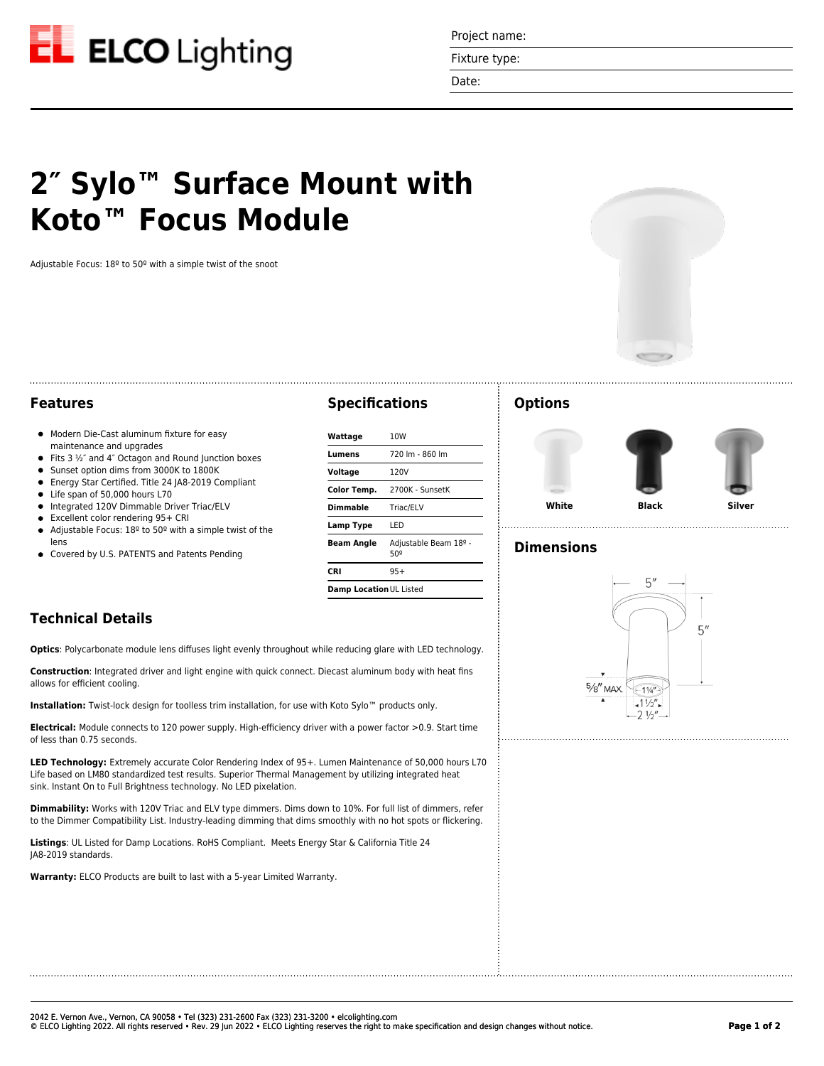Project name:

Fixture type:

Date:

# 2″ Sylo™ Surface Mount with Koto™ Focus Module

Adjustable Focus: 18º to 50º with a simple twist of the snoot

## Features

- Modern Die-Cast aluminum fixture for easy maintenance and upgrades
- Fits 3 ½″ and 4″ Octagon and Round Junction boxes
- Sunset option dims from 3000K to 1800K
- Energy Star Certified. Title 24 JA8-2019 Compliant
- Life span of 50,000 hours L70
- Integrated 120V Dimmable Driver Triac/ELV
- Excellent color rendering 95+ CRI
- Adjustable Focus: 18º to 50º with a simple twist of the lens
- Covered by U.S. PATENTS and Patents Pending

## Specifications

| | |
|---|---|
| **Wattage** | 10W |
| **Lumens** | 720 lm - 860 lm |
| **Voltage** | 120V |
| **Color Temp.** | 2700K - SunsetK |
| **Dimmable** | Triac/ELV |
| **Lamp Type** | LED |
| **Beam Angle** | Adjustable Beam 18º - 50º |
| **CRI** | 95+ |
| **Damp Location** | UL Listed |

## Technical Details

**Optics**: Polycarbonate module lens diffuses light evenly throughout while reducing glare with LED technology.

**Construction**: Integrated driver and light engine with quick connect. Diecast aluminum body with heat fins allows for efficient cooling.

**Installation:** Twist-lock design for toolless trim installation, for use with Koto Sylo™ products only.

**Electrical:** Module connects to 120 power supply. High-efficiency driver with a power factor >0.9. Start time of less than 0.75 seconds.

**LED Technology:** Extremely accurate Color Rendering Index of 95+. Lumen Maintenance of 50,000 hours L70 Life based on LM80 standardized test results. Superior Thermal Management by utilizing integrated heat sink. Instant On to Full Brightness technology. No LED pixelation.

**Dimmability:** Works with 120V Triac and ELV type dimmers. Dims down to 10%. For full list of dimmers, refer to the Dimmer Compatibility List. Industry-leading dimming that dims smoothly with no hot spots or flickering.

**Listings**: UL Listed for Damp Locations. RoHS Compliant. Meets Energy Star & California Title 24 JA8-2019 standards.

**Warranty:** ELCO Products are built to last with a 5-year Limited Warranty.

## Options

**White** **Black** **Silver**

## Dimensions

5″ | 5″ | 5/8″ MAX. | 1¼″ | 1½″ | 2 ½″

2042 E. Vernon Ave., Vernon, CA 90058 • Tel (323) 231-2600 Fax (323) 231-3200 • elcolighting.com
© ELCO Lighting 2022. All rights reserved • Rev. 29 Jun 2022 • ELCO Lighting reserves the right to make specification and design changes without notice.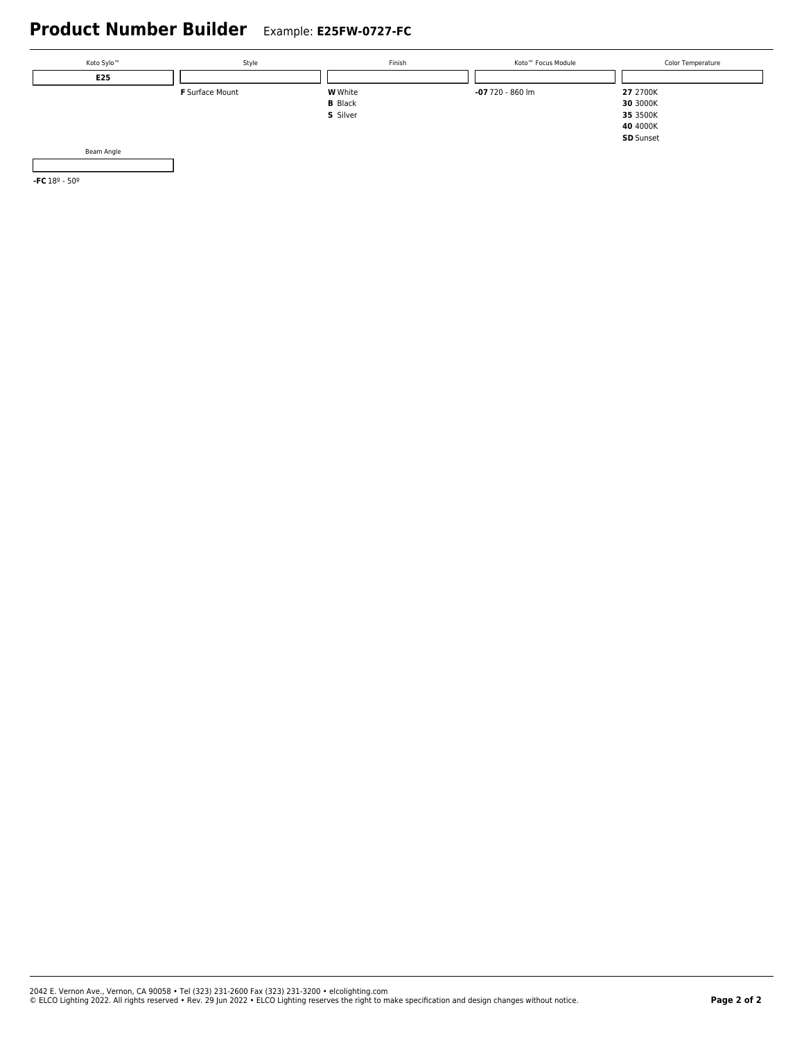# Product Number Builder

Example: **E25FW-0727-FC**

| Koto Sylo™ | Style | Finish | Koto™ Focus Module | Color Temperature |
|---|---|---|---|---|
| **E25** | | | | |
| | **F** Surface Mount | **W** White | **-07** 720 - 860 lm | **27** 2700K |
| | | **B** Black | | **30** 3000K |
| | | **S** Silver | | **35** 3500K |
| | | | | **40** 4000K |
| | | | | **SD** Sunset |

| Beam Angle |
|---|
| |
| **-FC** 18º - 50º |

2042 E. Vernon Ave., Vernon, CA 90058 • Tel (323) 231-2600 Fax (323) 231-3200 • elcolighting.com
© ELCO Lighting 2022. All rights reserved • Rev. 29 Jun 2022 • ELCO Lighting reserves the right to make specification and design changes without notice.